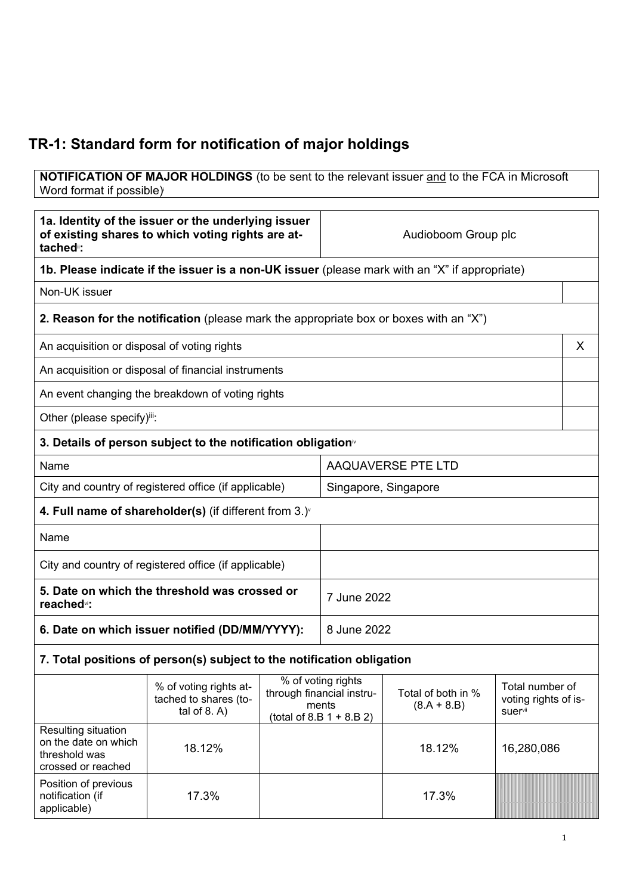## TR-1: Standard form for notification of major holdings

| **NOTIFICATION OF MAJOR HOLDINGS** (to be sent to the relevant issuer and to the FCA in Microsoft Word format if possible)[i] |
|---|

| | |
|---|---|
| **1a. Identity of the issuer or the underlying issuer of existing shares to which voting rights are attached**[ii]**:** | Audioboom Group plc |
| **1b. Please indicate if the issuer is a non-UK issuer** (please mark with an "X" if appropriate) | |
| Non-UK issuer | |
| **2. Reason for the notification** (please mark the appropriate box or boxes with an "X") | |
| An acquisition or disposal of voting rights | X |
| An acquisition or disposal of financial instruments | |
| An event changing the breakdown of voting rights | |
| Other (please specify)[iii]: | |
| **3. Details of person subject to the notification obligation**[iv] | |
| Name | AAQUAVERSE PTE LTD |
| City and country of registered office (if applicable) | Singapore, Singapore |
| **4. Full name of shareholder(s)** (if different from 3.)[v] | |
| Name | |
| City and country of registered office (if applicable) | |
| **5. Date on which the threshold was crossed or reached**[vi]**:** | 7 June 2022 |
| **6. Date on which issuer notified (DD/MM/YYYY):** | 8 June 2022 |

**7. Total positions of person(s) subject to the notification obligation**

| | % of voting rights attached to shares (total of 8. A) | % of voting rights through financial instruments (total of 8.B 1 + 8.B 2) | Total of both in % (8.A + 8.B) | Total number of voting rights of issuer[vii] |
|---|---|---|---|---|
| Resulting situation on the date on which threshold was crossed or reached | 18.12% | | 18.12% | 16,280,086 |
| Position of previous notification (if applicable) | 17.3% | | 17.3% | |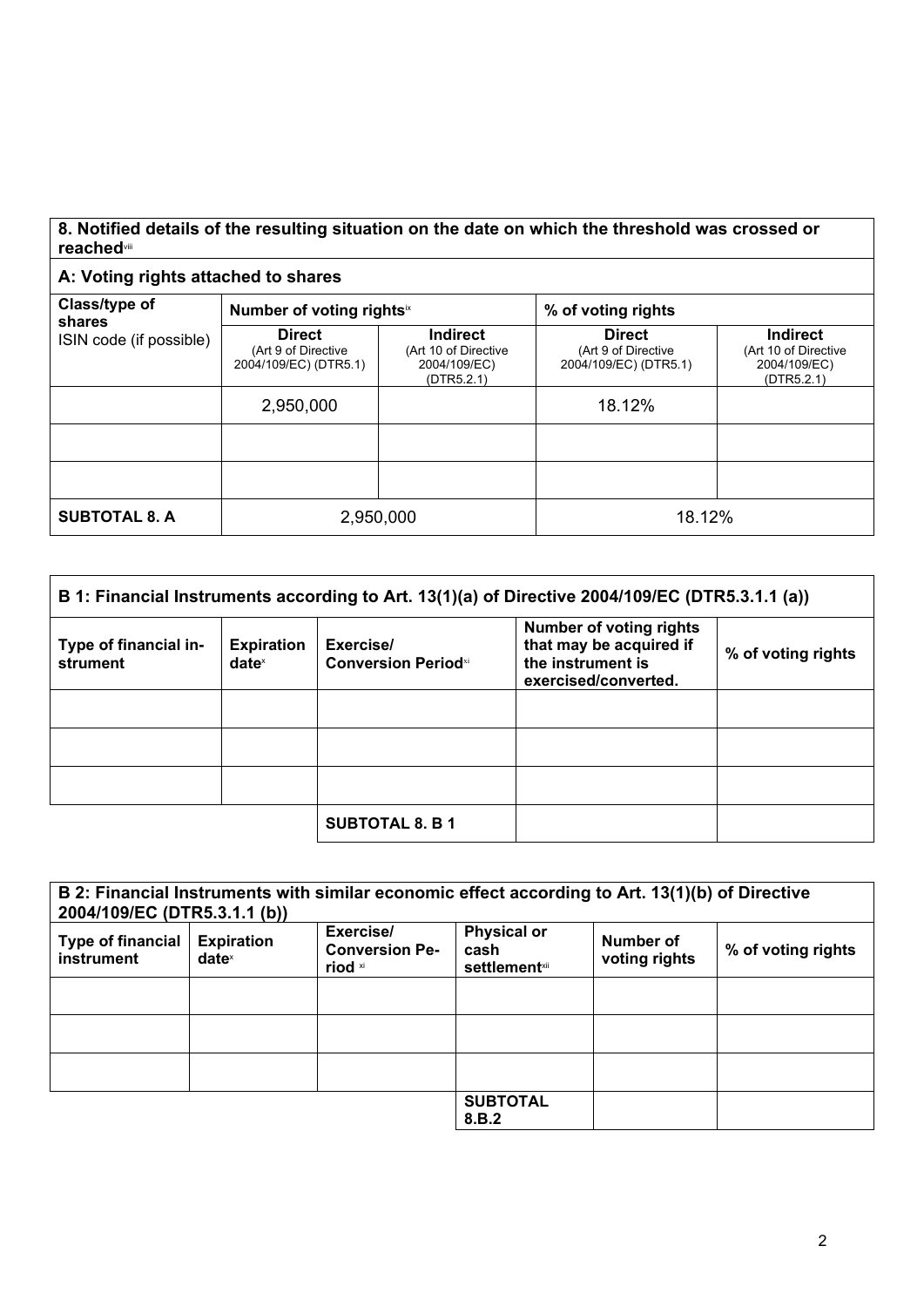**8. Notified details of the resulting situation on the date on which the threshold was crossed or reached**[viii]

| **A: Voting rights attached to shares** | | | | |
|---|---|---|---|---|
| **Class/type of shares** ISIN code (if possible) | **Number of voting rights**[ix] | | **% of voting rights** | |
| | **Direct** (Art 9 of Directive 2004/109/EC) (DTR5.1) | **Indirect** (Art 10 of Directive 2004/109/EC) (DTR5.2.1) | **Direct** (Art 9 of Directive 2004/109/EC) (DTR5.1) | **Indirect** (Art 10 of Directive 2004/109/EC) (DTR5.2.1) |
| | 2,950,000 | | 18.12% | |
| | | | | |
| | | | | |
| **SUBTOTAL 8. A** | 2,950,000 | | 18.12% | |

| **B 1: Financial Instruments according to Art. 13(1)(a) of Directive 2004/109/EC (DTR5.3.1.1 (a))** | | | | |
|---|---|---|---|---|
| **Type of financial instrument** | **Expiration date**[x] | **Exercise/ Conversion Period**[xi] | **Number of voting rights that may be acquired if the instrument is exercised/converted.** | **% of voting rights** |
| | | | | |
| | | | | |
| | | | | |
| | | **SUBTOTAL 8. B 1** | | |

| **B 2: Financial Instruments with similar economic effect according to Art. 13(1)(b) of Directive 2004/109/EC (DTR5.3.1.1 (b))** | | | | | |
|---|---|---|---|---|---|
| **Type of financial instrument** | **Expiration date**[x] | **Exercise/ Conversion Period**[xi] | **Physical or cash settlement**[xii] | **Number of voting rights** | **% of voting rights** |
| | | | | | |
| | | | | | |
| | | | | | |
| | | | **SUBTOTAL 8.B.2** | | |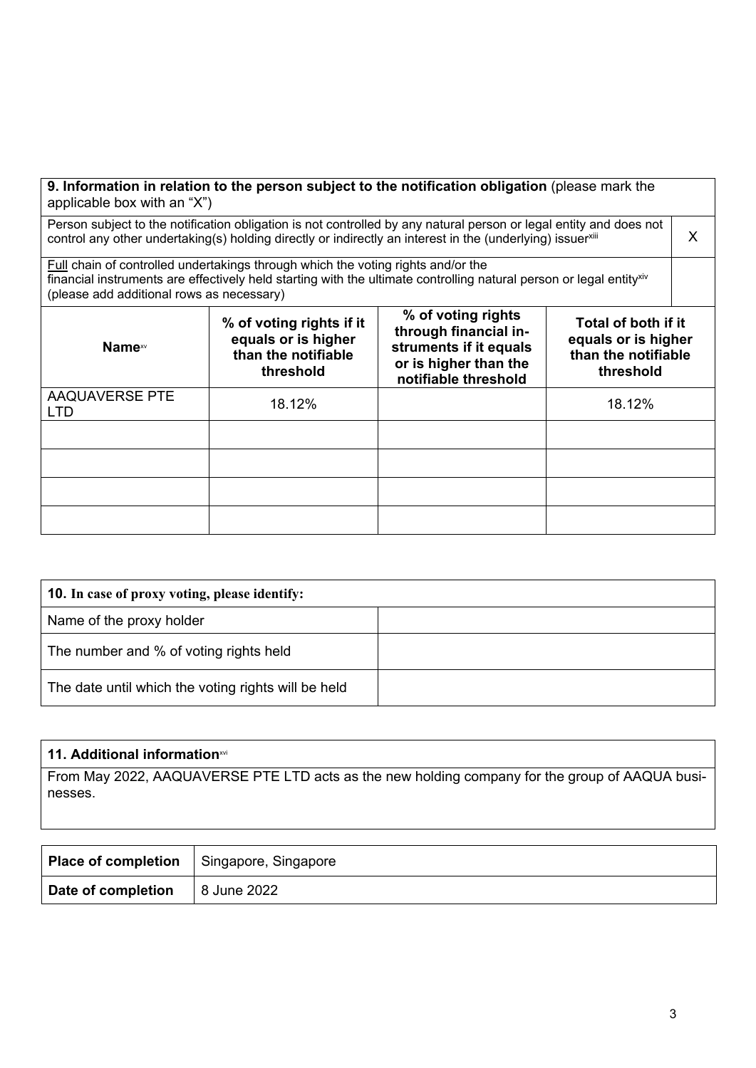| **9. Information in relation to the person subject to the notification obligation** (please mark the applicable box with an "X") | |
|---|---|
| Person subject to the notification obligation is not controlled by any natural person or legal entity and does not control any other undertaking(s) holding directly or indirectly an interest in the (underlying) issuer[xiii] | X |
| Full chain of controlled undertakings through which the voting rights and/or the financial instruments are effectively held starting with the ultimate controlling natural person or legal entity[xiv] (please add additional rows as necessary) | |

| **Name**[xv] | **% of voting rights if it equals or is higher than the notifiable threshold** | **% of voting rights through financial instruments if it equals or is higher than the notifiable threshold** | **Total of both if it equals or is higher than the notifiable threshold** |
|---|---|---|---|
| AAQUAVERSE PTE LTD | 18.12% | | 18.12% |
| | | | |
| | | | |
| | | | |
| | | | |

| **10. In case of proxy voting, please identify:** | |
|---|---|
| Name of the proxy holder | |
| The number and % of voting rights held | |
| The date until which the voting rights will be held | |

**11. Additional information**[xvi]

From May 2022, AAQUAVERSE PTE LTD acts as the new holding company for the group of AAQUA businesses.

| | |
|---|---|
| **Place of completion** | Singapore, Singapore |
| **Date of completion** | 8 June 2022 |